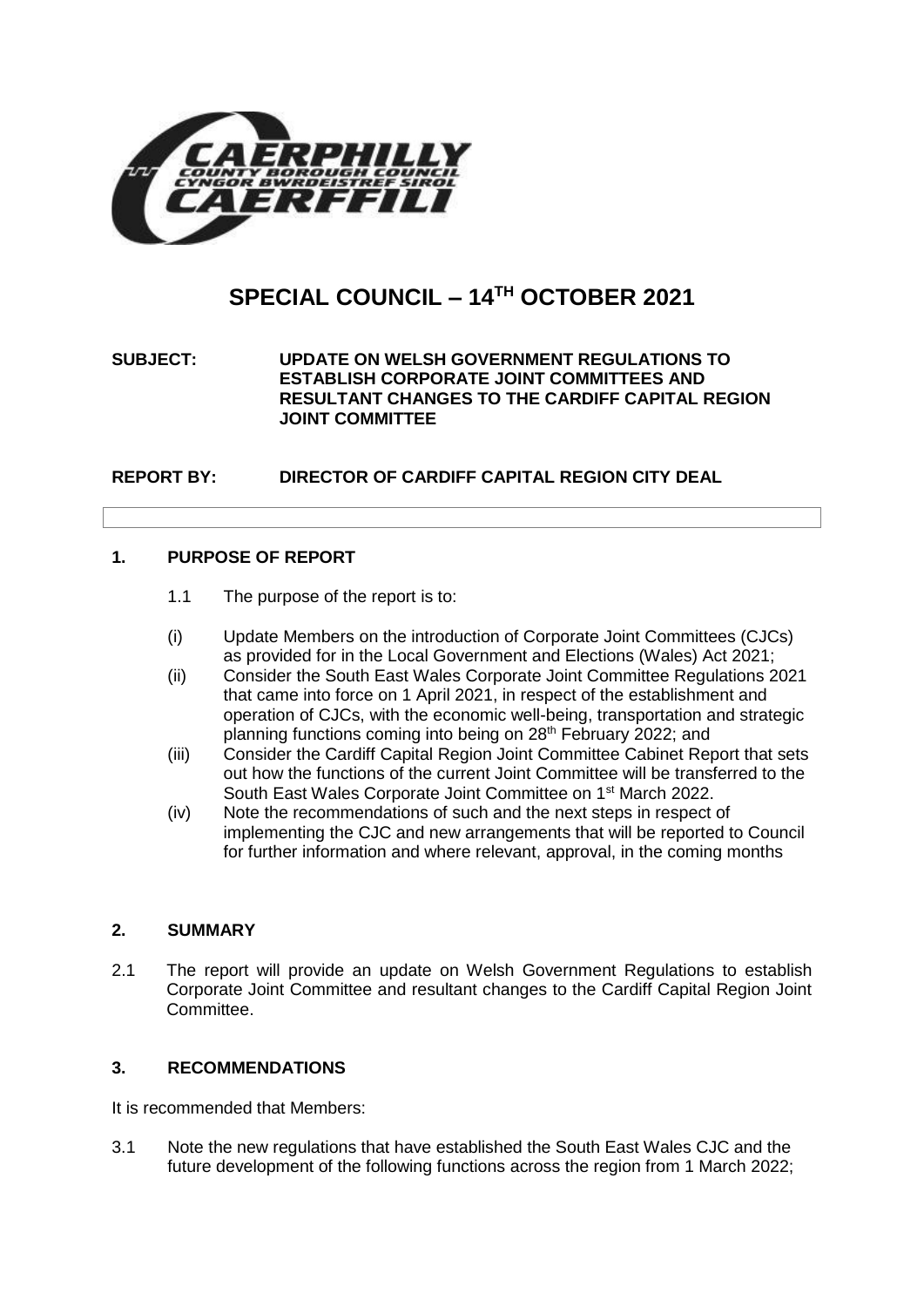# SPECIAL COUNCIL – 14TH OCTOBER 2021

**SUBJECT:** **UPDATE ON WELSH GOVERNMENT REGULATIONS TO ESTABLISH CORPORATE JOINT COMMITTEES AND RESULTANT CHANGES TO THE CARDIFF CAPITAL REGION JOINT COMMITTEE**

**REPORT BY:** **DIRECTOR OF CARDIFF CAPITAL REGION CITY DEAL**

## 1. PURPOSE OF REPORT

1.1 The purpose of the report is to:

(i) Update Members on the introduction of Corporate Joint Committees (CJCs) as provided for in the Local Government and Elections (Wales) Act 2021;

(ii) Consider the South East Wales Corporate Joint Committee Regulations 2021 that came into force on 1 April 2021, in respect of the establishment and operation of CJCs, with the economic well-being, transportation and strategic planning functions coming into being on 28th February 2022; and

(iii) Consider the Cardiff Capital Region Joint Committee Cabinet Report that sets out how the functions of the current Joint Committee will be transferred to the South East Wales Corporate Joint Committee on 1st March 2022.

(iv) Note the recommendations of such and the next steps in respect of implementing the CJC and new arrangements that will be reported to Council for further information and where relevant, approval, in the coming months

## 2. SUMMARY

2.1 The report will provide an update on Welsh Government Regulations to establish Corporate Joint Committee and resultant changes to the Cardiff Capital Region Joint Committee.

## 3. RECOMMENDATIONS

It is recommended that Members:

3.1 Note the new regulations that have established the South East Wales CJC and the future development of the following functions across the region from 1 March 2022;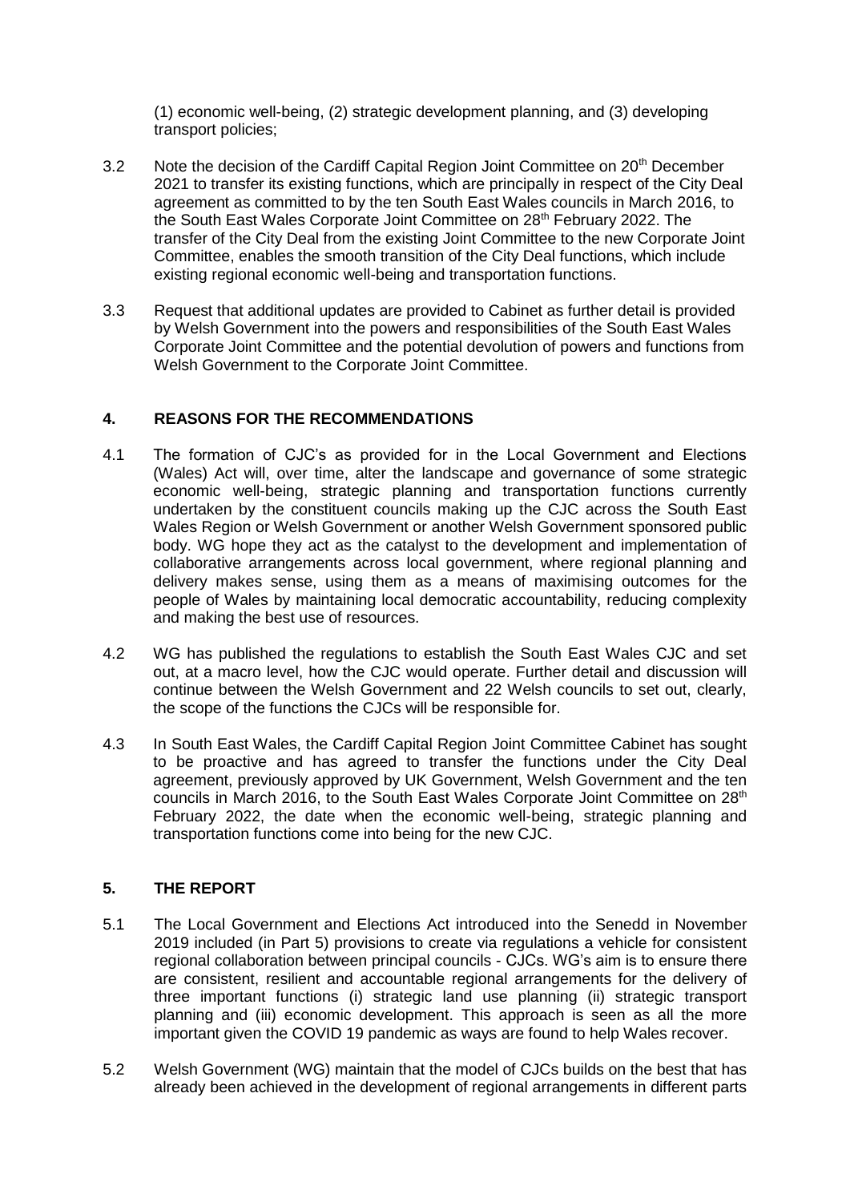(1) economic well-being, (2) strategic development planning, and (3) developing transport policies;

3.2 Note the decision of the Cardiff Capital Region Joint Committee on 20th December 2021 to transfer its existing functions, which are principally in respect of the City Deal agreement as committed to by the ten South East Wales councils in March 2016, to the South East Wales Corporate Joint Committee on 28th February 2022. The transfer of the City Deal from the existing Joint Committee to the new Corporate Joint Committee, enables the smooth transition of the City Deal functions, which include existing regional economic well-being and transportation functions.

3.3 Request that additional updates are provided to Cabinet as further detail is provided by Welsh Government into the powers and responsibilities of the South East Wales Corporate Joint Committee and the potential devolution of powers and functions from Welsh Government to the Corporate Joint Committee.

## 4. REASONS FOR THE RECOMMENDATIONS

4.1 The formation of CJC's as provided for in the Local Government and Elections (Wales) Act will, over time, alter the landscape and governance of some strategic economic well-being, strategic planning and transportation functions currently undertaken by the constituent councils making up the CJC across the South East Wales Region or Welsh Government or another Welsh Government sponsored public body. WG hope they act as the catalyst to the development and implementation of collaborative arrangements across local government, where regional planning and delivery makes sense, using them as a means of maximising outcomes for the people of Wales by maintaining local democratic accountability, reducing complexity and making the best use of resources.

4.2 WG has published the regulations to establish the South East Wales CJC and set out, at a macro level, how the CJC would operate. Further detail and discussion will continue between the Welsh Government and 22 Welsh councils to set out, clearly, the scope of the functions the CJCs will be responsible for.

4.3 In South East Wales, the Cardiff Capital Region Joint Committee Cabinet has sought to be proactive and has agreed to transfer the functions under the City Deal agreement, previously approved by UK Government, Welsh Government and the ten councils in March 2016, to the South East Wales Corporate Joint Committee on 28th February 2022, the date when the economic well-being, strategic planning and transportation functions come into being for the new CJC.

## 5. THE REPORT

5.1 The Local Government and Elections Act introduced into the Senedd in November 2019 included (in Part 5) provisions to create via regulations a vehicle for consistent regional collaboration between principal councils - CJCs. WG's aim is to ensure there are consistent, resilient and accountable regional arrangements for the delivery of three important functions (i) strategic land use planning (ii) strategic transport planning and (iii) economic development. This approach is seen as all the more important given the COVID 19 pandemic as ways are found to help Wales recover.

5.2 Welsh Government (WG) maintain that the model of CJCs builds on the best that has already been achieved in the development of regional arrangements in different parts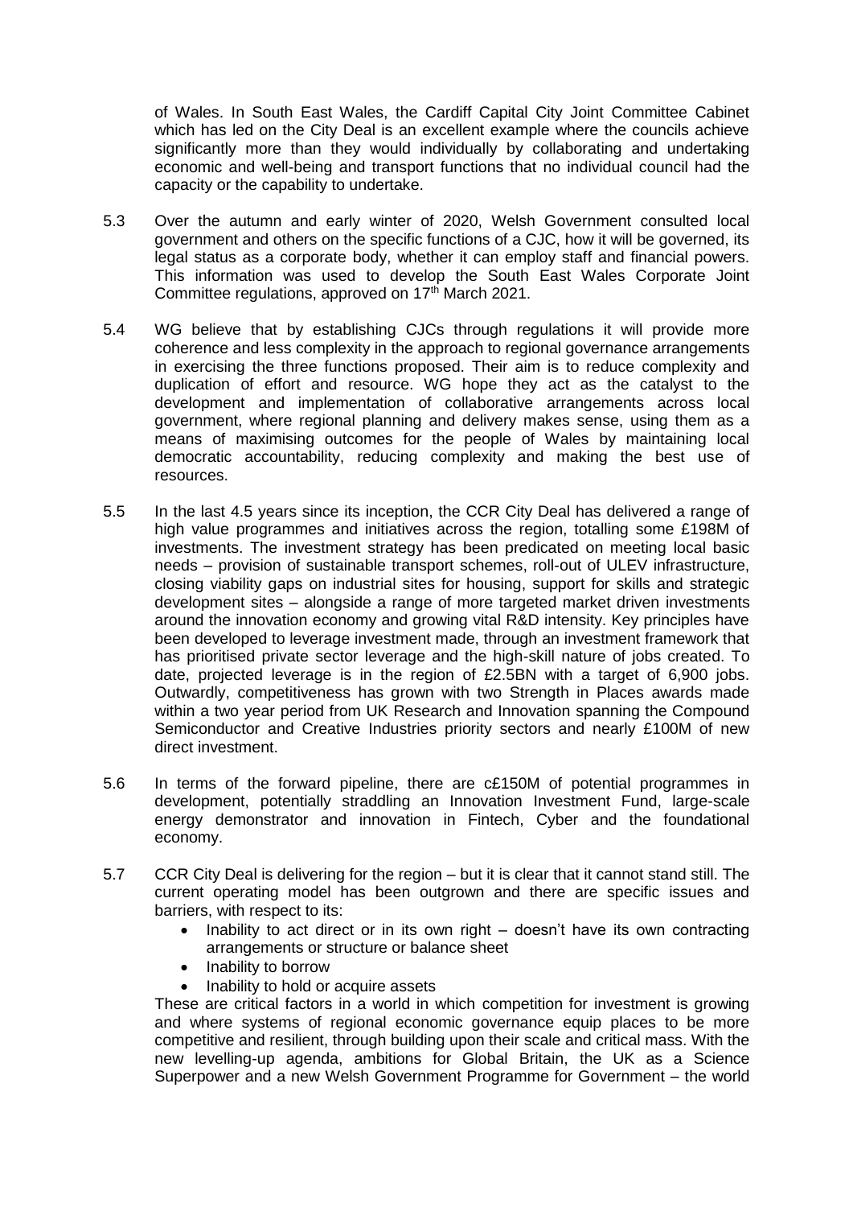of Wales. In South East Wales, the Cardiff Capital City Joint Committee Cabinet which has led on the City Deal is an excellent example where the councils achieve significantly more than they would individually by collaborating and undertaking economic and well-being and transport functions that no individual council had the capacity or the capability to undertake.

5.3 Over the autumn and early winter of 2020, Welsh Government consulted local government and others on the specific functions of a CJC, how it will be governed, its legal status as a corporate body, whether it can employ staff and financial powers. This information was used to develop the South East Wales Corporate Joint Committee regulations, approved on 17th March 2021.

5.4 WG believe that by establishing CJCs through regulations it will provide more coherence and less complexity in the approach to regional governance arrangements in exercising the three functions proposed. Their aim is to reduce complexity and duplication of effort and resource. WG hope they act as the catalyst to the development and implementation of collaborative arrangements across local government, where regional planning and delivery makes sense, using them as a means of maximising outcomes for the people of Wales by maintaining local democratic accountability, reducing complexity and making the best use of resources.

5.5 In the last 4.5 years since its inception, the CCR City Deal has delivered a range of high value programmes and initiatives across the region, totalling some £198M of investments. The investment strategy has been predicated on meeting local basic needs – provision of sustainable transport schemes, roll-out of ULEV infrastructure, closing viability gaps on industrial sites for housing, support for skills and strategic development sites – alongside a range of more targeted market driven investments around the innovation economy and growing vital R&D intensity. Key principles have been developed to leverage investment made, through an investment framework that has prioritised private sector leverage and the high-skill nature of jobs created. To date, projected leverage is in the region of £2.5BN with a target of 6,900 jobs. Outwardly, competitiveness has grown with two Strength in Places awards made within a two year period from UK Research and Innovation spanning the Compound Semiconductor and Creative Industries priority sectors and nearly £100M of new direct investment.

5.6 In terms of the forward pipeline, there are c£150M of potential programmes in development, potentially straddling an Innovation Investment Fund, large-scale energy demonstrator and innovation in Fintech, Cyber and the foundational economy.

5.7 CCR City Deal is delivering for the region – but it is clear that it cannot stand still. The current operating model has been outgrown and there are specific issues and barriers, with respect to its:

- Inability to act direct or in its own right – doesn't have its own contracting arrangements or structure or balance sheet
- Inability to borrow
- Inability to hold or acquire assets

These are critical factors in a world in which competition for investment is growing and where systems of regional economic governance equip places to be more competitive and resilient, through building upon their scale and critical mass. With the new levelling-up agenda, ambitions for Global Britain, the UK as a Science Superpower and a new Welsh Government Programme for Government – the world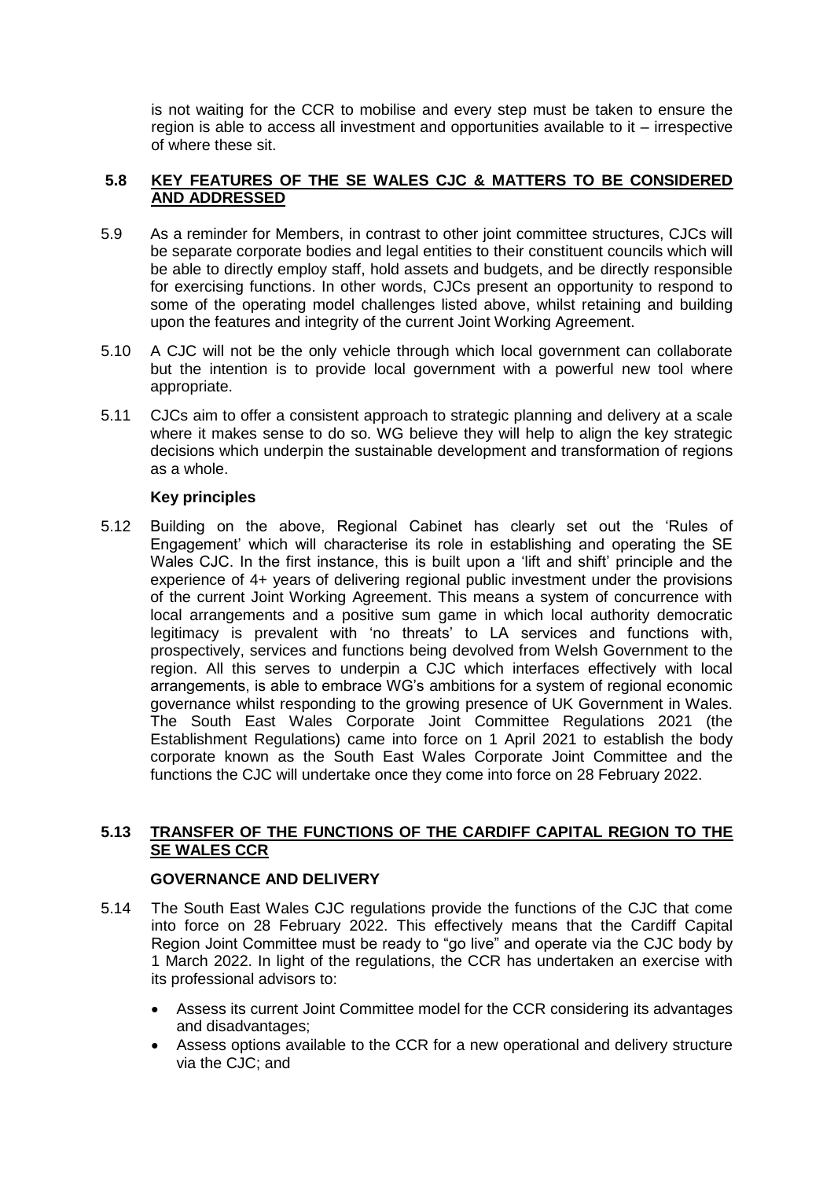is not waiting for the CCR to mobilise and every step must be taken to ensure the region is able to access all investment and opportunities available to it – irrespective of where these sit.

## 5.8 KEY FEATURES OF THE SE WALES CJC & MATTERS TO BE CONSIDERED AND ADDRESSED

5.9 As a reminder for Members, in contrast to other joint committee structures, CJCs will be separate corporate bodies and legal entities to their constituent councils which will be able to directly employ staff, hold assets and budgets, and be directly responsible for exercising functions. In other words, CJCs present an opportunity to respond to some of the operating model challenges listed above, whilst retaining and building upon the features and integrity of the current Joint Working Agreement.

5.10 A CJC will not be the only vehicle through which local government can collaborate but the intention is to provide local government with a powerful new tool where appropriate.

5.11 CJCs aim to offer a consistent approach to strategic planning and delivery at a scale where it makes sense to do so. WG believe they will help to align the key strategic decisions which underpin the sustainable development and transformation of regions as a whole.

**Key principles**

5.12 Building on the above, Regional Cabinet has clearly set out the 'Rules of Engagement' which will characterise its role in establishing and operating the SE Wales CJC. In the first instance, this is built upon a 'lift and shift' principle and the experience of 4+ years of delivering regional public investment under the provisions of the current Joint Working Agreement. This means a system of concurrence with local arrangements and a positive sum game in which local authority democratic legitimacy is prevalent with 'no threats' to LA services and functions with, prospectively, services and functions being devolved from Welsh Government to the region. All this serves to underpin a CJC which interfaces effectively with local arrangements, is able to embrace WG's ambitions for a system of regional economic governance whilst responding to the growing presence of UK Government in Wales. The South East Wales Corporate Joint Committee Regulations 2021 (the Establishment Regulations) came into force on 1 April 2021 to establish the body corporate known as the South East Wales Corporate Joint Committee and the functions the CJC will undertake once they come into force on 28 February 2022.

## 5.13 TRANSFER OF THE FUNCTIONS OF THE CARDIFF CAPITAL REGION TO THE SE WALES CCR

**GOVERNANCE AND DELIVERY**

5.14 The South East Wales CJC regulations provide the functions of the CJC that come into force on 28 February 2022. This effectively means that the Cardiff Capital Region Joint Committee must be ready to "go live" and operate via the CJC body by 1 March 2022. In light of the regulations, the CCR has undertaken an exercise with its professional advisors to:

- Assess its current Joint Committee model for the CCR considering its advantages and disadvantages;
- Assess options available to the CCR for a new operational and delivery structure via the CJC; and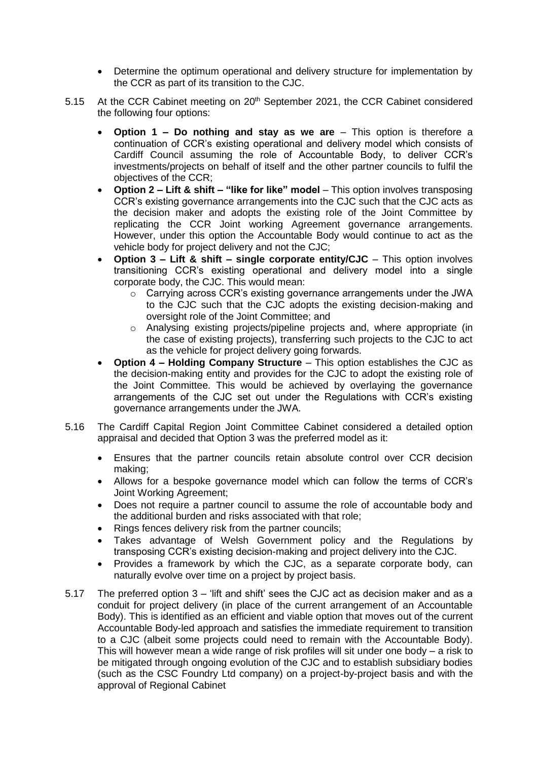- Determine the optimum operational and delivery structure for implementation by the CCR as part of its transition to the CJC.

5.15 At the CCR Cabinet meeting on 20th September 2021, the CCR Cabinet considered the following four options:

- **Option 1 – Do nothing and stay as we are** – This option is therefore a continuation of CCR's existing operational and delivery model which consists of Cardiff Council assuming the role of Accountable Body, to deliver CCR's investments/projects on behalf of itself and the other partner councils to fulfil the objectives of the CCR;
- **Option 2 – Lift & shift – "like for like" model** – This option involves transposing CCR's existing governance arrangements into the CJC such that the CJC acts as the decision maker and adopts the existing role of the Joint Committee by replicating the CCR Joint working Agreement governance arrangements. However, under this option the Accountable Body would continue to act as the vehicle body for project delivery and not the CJC;
- **Option 3 – Lift & shift – single corporate entity/CJC** – This option involves transitioning CCR's existing operational and delivery model into a single corporate body, the CJC. This would mean:
  - Carrying across CCR's existing governance arrangements under the JWA to the CJC such that the CJC adopts the existing decision-making and oversight role of the Joint Committee; and
  - Analysing existing projects/pipeline projects and, where appropriate (in the case of existing projects), transferring such projects to the CJC to act as the vehicle for project delivery going forwards.
- **Option 4 – Holding Company Structure** – This option establishes the CJC as the decision-making entity and provides for the CJC to adopt the existing role of the Joint Committee. This would be achieved by overlaying the governance arrangements of the CJC set out under the Regulations with CCR's existing governance arrangements under the JWA.

5.16 The Cardiff Capital Region Joint Committee Cabinet considered a detailed option appraisal and decided that Option 3 was the preferred model as it:

- Ensures that the partner councils retain absolute control over CCR decision making;
- Allows for a bespoke governance model which can follow the terms of CCR's Joint Working Agreement;
- Does not require a partner council to assume the role of accountable body and the additional burden and risks associated with that role;
- Rings fences delivery risk from the partner councils;
- Takes advantage of Welsh Government policy and the Regulations by transposing CCR's existing decision-making and project delivery into the CJC.
- Provides a framework by which the CJC, as a separate corporate body, can naturally evolve over time on a project by project basis.

5.17 The preferred option 3 – 'lift and shift' sees the CJC act as decision maker and as a conduit for project delivery (in place of the current arrangement of an Accountable Body). This is identified as an efficient and viable option that moves out of the current Accountable Body-led approach and satisfies the immediate requirement to transition to a CJC (albeit some projects could need to remain with the Accountable Body). This will however mean a wide range of risk profiles will sit under one body – a risk to be mitigated through ongoing evolution of the CJC and to establish subsidiary bodies (such as the CSC Foundry Ltd company) on a project-by-project basis and with the approval of Regional Cabinet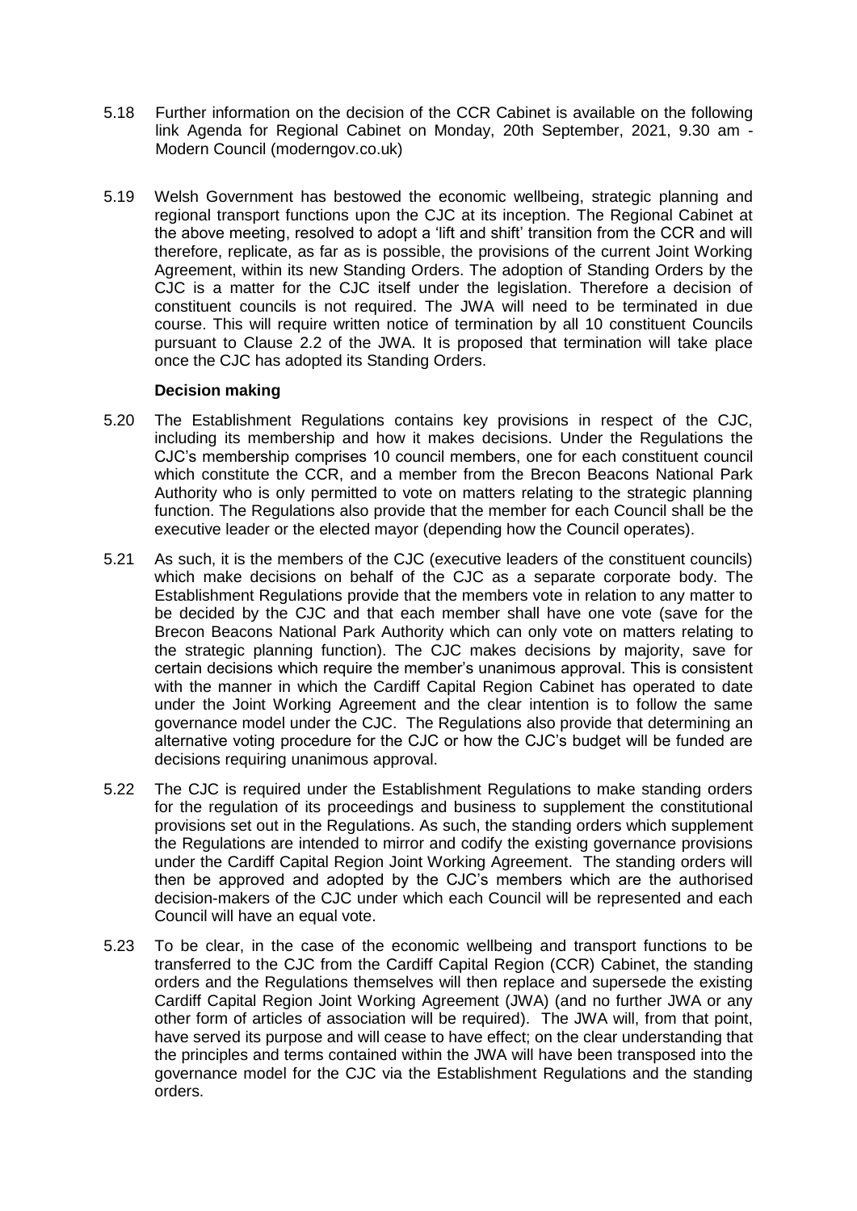5.18 Further information on the decision of the CCR Cabinet is available on the following link Agenda for Regional Cabinet on Monday, 20th September, 2021, 9.30 am - Modern Council (moderngov.co.uk)

5.19 Welsh Government has bestowed the economic wellbeing, strategic planning and regional transport functions upon the CJC at its inception. The Regional Cabinet at the above meeting, resolved to adopt a 'lift and shift' transition from the CCR and will therefore, replicate, as far as is possible, the provisions of the current Joint Working Agreement, within its new Standing Orders. The adoption of Standing Orders by the CJC is a matter for the CJC itself under the legislation. Therefore a decision of constituent councils is not required. The JWA will need to be terminated in due course. This will require written notice of termination by all 10 constituent Councils pursuant to Clause 2.2 of the JWA. It is proposed that termination will take place once the CJC has adopted its Standing Orders.

**Decision making**

5.20 The Establishment Regulations contains key provisions in respect of the CJC, including its membership and how it makes decisions. Under the Regulations the CJC's membership comprises 10 council members, one for each constituent council which constitute the CCR, and a member from the Brecon Beacons National Park Authority who is only permitted to vote on matters relating to the strategic planning function. The Regulations also provide that the member for each Council shall be the executive leader or the elected mayor (depending how the Council operates).

5.21 As such, it is the members of the CJC (executive leaders of the constituent councils) which make decisions on behalf of the CJC as a separate corporate body. The Establishment Regulations provide that the members vote in relation to any matter to be decided by the CJC and that each member shall have one vote (save for the Brecon Beacons National Park Authority which can only vote on matters relating to the strategic planning function). The CJC makes decisions by majority, save for certain decisions which require the member's unanimous approval. This is consistent with the manner in which the Cardiff Capital Region Cabinet has operated to date under the Joint Working Agreement and the clear intention is to follow the same governance model under the CJC. The Regulations also provide that determining an alternative voting procedure for the CJC or how the CJC's budget will be funded are decisions requiring unanimous approval.

5.22 The CJC is required under the Establishment Regulations to make standing orders for the regulation of its proceedings and business to supplement the constitutional provisions set out in the Regulations. As such, the standing orders which supplement the Regulations are intended to mirror and codify the existing governance provisions under the Cardiff Capital Region Joint Working Agreement. The standing orders will then be approved and adopted by the CJC's members which are the authorised decision-makers of the CJC under which each Council will be represented and each Council will have an equal vote.

5.23 To be clear, in the case of the economic wellbeing and transport functions to be transferred to the CJC from the Cardiff Capital Region (CCR) Cabinet, the standing orders and the Regulations themselves will then replace and supersede the existing Cardiff Capital Region Joint Working Agreement (JWA) (and no further JWA or any other form of articles of association will be required). The JWA will, from that point, have served its purpose and will cease to have effect; on the clear understanding that the principles and terms contained within the JWA will have been transposed into the governance model for the CJC via the Establishment Regulations and the standing orders.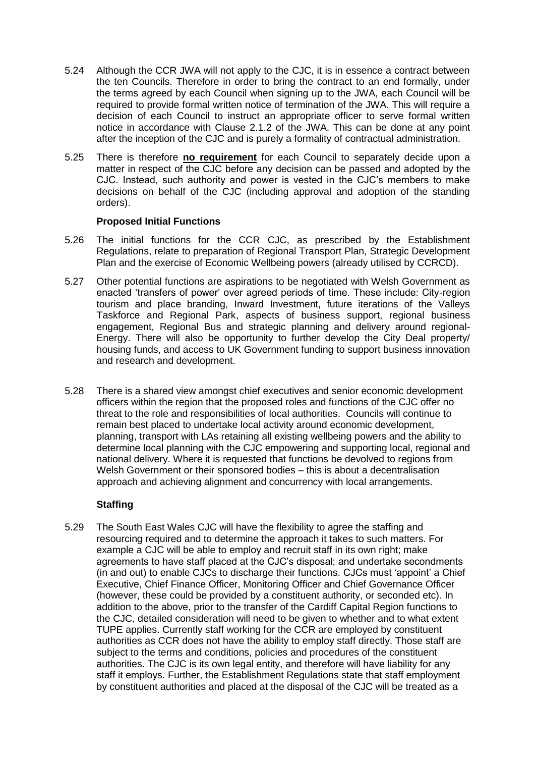5.24 Although the CCR JWA will not apply to the CJC, it is in essence a contract between the ten Councils. Therefore in order to bring the contract to an end formally, under the terms agreed by each Council when signing up to the JWA, each Council will be required to provide formal written notice of termination of the JWA. This will require a decision of each Council to instruct an appropriate officer to serve formal written notice in accordance with Clause 2.1.2 of the JWA. This can be done at any point after the inception of the CJC and is purely a formality of contractual administration.

5.25 There is therefore **no requirement** for each Council to separately decide upon a matter in respect of the CJC before any decision can be passed and adopted by the CJC. Instead, such authority and power is vested in the CJC's members to make decisions on behalf of the CJC (including approval and adoption of the standing orders).

**Proposed Initial Functions**

5.26 The initial functions for the CCR CJC, as prescribed by the Establishment Regulations, relate to preparation of Regional Transport Plan, Strategic Development Plan and the exercise of Economic Wellbeing powers (already utilised by CCRCD).

5.27 Other potential functions are aspirations to be negotiated with Welsh Government as enacted 'transfers of power' over agreed periods of time. These include: City-region tourism and place branding, Inward Investment, future iterations of the Valleys Taskforce and Regional Park, aspects of business support, regional business engagement, Regional Bus and strategic planning and delivery around regional-Energy. There will also be opportunity to further develop the City Deal property/ housing funds, and access to UK Government funding to support business innovation and research and development.

5.28 There is a shared view amongst chief executives and senior economic development officers within the region that the proposed roles and functions of the CJC offer no threat to the role and responsibilities of local authorities. Councils will continue to remain best placed to undertake local activity around economic development, planning, transport with LAs retaining all existing wellbeing powers and the ability to determine local planning with the CJC empowering and supporting local, regional and national delivery. Where it is requested that functions be devolved to regions from Welsh Government or their sponsored bodies – this is about a decentralisation approach and achieving alignment and concurrency with local arrangements.

**Staffing**

5.29 The South East Wales CJC will have the flexibility to agree the staffing and resourcing required and to determine the approach it takes to such matters. For example a CJC will be able to employ and recruit staff in its own right; make agreements to have staff placed at the CJC's disposal; and undertake secondments (in and out) to enable CJCs to discharge their functions. CJCs must 'appoint' a Chief Executive, Chief Finance Officer, Monitoring Officer and Chief Governance Officer (however, these could be provided by a constituent authority, or seconded etc). In addition to the above, prior to the transfer of the Cardiff Capital Region functions to the CJC, detailed consideration will need to be given to whether and to what extent TUPE applies. Currently staff working for the CCR are employed by constituent authorities as CCR does not have the ability to employ staff directly. Those staff are subject to the terms and conditions, policies and procedures of the constituent authorities. The CJC is its own legal entity, and therefore will have liability for any staff it employs. Further, the Establishment Regulations state that staff employment by constituent authorities and placed at the disposal of the CJC will be treated as a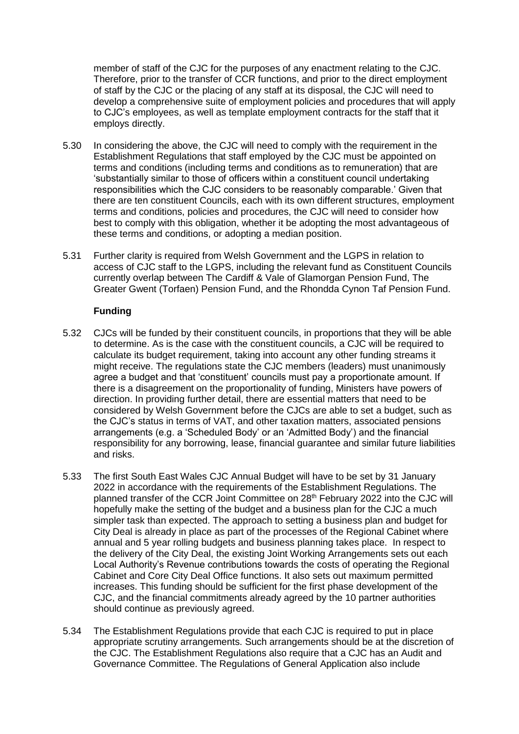member of staff of the CJC for the purposes of any enactment relating to the CJC. Therefore, prior to the transfer of CCR functions, and prior to the direct employment of staff by the CJC or the placing of any staff at its disposal, the CJC will need to develop a comprehensive suite of employment policies and procedures that will apply to CJC's employees, as well as template employment contracts for the staff that it employs directly.

5.30 In considering the above, the CJC will need to comply with the requirement in the Establishment Regulations that staff employed by the CJC must be appointed on terms and conditions (including terms and conditions as to remuneration) that are 'substantially similar to those of officers within a constituent council undertaking responsibilities which the CJC considers to be reasonably comparable.' Given that there are ten constituent Councils, each with its own different structures, employment terms and conditions, policies and procedures, the CJC will need to consider how best to comply with this obligation, whether it be adopting the most advantageous of these terms and conditions, or adopting a median position.

5.31 Further clarity is required from Welsh Government and the LGPS in relation to access of CJC staff to the LGPS, including the relevant fund as Constituent Councils currently overlap between The Cardiff & Vale of Glamorgan Pension Fund, The Greater Gwent (Torfaen) Pension Fund, and the Rhondda Cynon Taf Pension Fund.

**Funding**

5.32 CJCs will be funded by their constituent councils, in proportions that they will be able to determine. As is the case with the constituent councils, a CJC will be required to calculate its budget requirement, taking into account any other funding streams it might receive. The regulations state the CJC members (leaders) must unanimously agree a budget and that 'constituent' councils must pay a proportionate amount. If there is a disagreement on the proportionality of funding, Ministers have powers of direction. In providing further detail, there are essential matters that need to be considered by Welsh Government before the CJCs are able to set a budget, such as the CJC's status in terms of VAT, and other taxation matters, associated pensions arrangements (e.g. a 'Scheduled Body' or an 'Admitted Body') and the financial responsibility for any borrowing, lease, financial guarantee and similar future liabilities and risks.

5.33 The first South East Wales CJC Annual Budget will have to be set by 31 January 2022 in accordance with the requirements of the Establishment Regulations. The planned transfer of the CCR Joint Committee on 28th February 2022 into the CJC will hopefully make the setting of the budget and a business plan for the CJC a much simpler task than expected. The approach to setting a business plan and budget for City Deal is already in place as part of the processes of the Regional Cabinet where annual and 5 year rolling budgets and business planning takes place. In respect to the delivery of the City Deal, the existing Joint Working Arrangements sets out each Local Authority's Revenue contributions towards the costs of operating the Regional Cabinet and Core City Deal Office functions. It also sets out maximum permitted increases. This funding should be sufficient for the first phase development of the CJC, and the financial commitments already agreed by the 10 partner authorities should continue as previously agreed.

5.34 The Establishment Regulations provide that each CJC is required to put in place appropriate scrutiny arrangements. Such arrangements should be at the discretion of the CJC. The Establishment Regulations also require that a CJC has an Audit and Governance Committee. The Regulations of General Application also include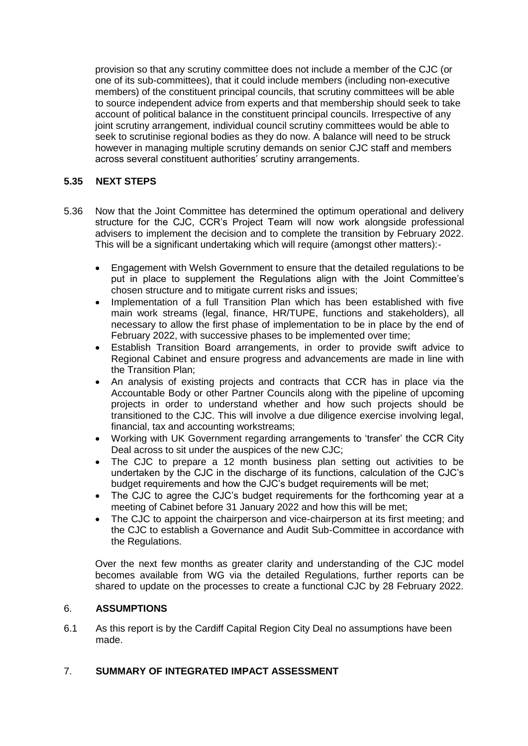provision so that any scrutiny committee does not include a member of the CJC (or one of its sub-committees), that it could include members (including non-executive members) of the constituent principal councils, that scrutiny committees will be able to source independent advice from experts and that membership should seek to take account of political balance in the constituent principal councils. Irrespective of any joint scrutiny arrangement, individual council scrutiny committees would be able to seek to scrutinise regional bodies as they do now. A balance will need to be struck however in managing multiple scrutiny demands on senior CJC staff and members across several constituent authorities' scrutiny arrangements.

**5.35 NEXT STEPS**

5.36 Now that the Joint Committee has determined the optimum operational and delivery structure for the CJC, CCR's Project Team will now work alongside professional advisers to implement the decision and to complete the transition by February 2022. This will be a significant undertaking which will require (amongst other matters):-

- Engagement with Welsh Government to ensure that the detailed regulations to be put in place to supplement the Regulations align with the Joint Committee's chosen structure and to mitigate current risks and issues;
- Implementation of a full Transition Plan which has been established with five main work streams (legal, finance, HR/TUPE, functions and stakeholders), all necessary to allow the first phase of implementation to be in place by the end of February 2022, with successive phases to be implemented over time;
- Establish Transition Board arrangements, in order to provide swift advice to Regional Cabinet and ensure progress and advancements are made in line with the Transition Plan;
- An analysis of existing projects and contracts that CCR has in place via the Accountable Body or other Partner Councils along with the pipeline of upcoming projects in order to understand whether and how such projects should be transitioned to the CJC. This will involve a due diligence exercise involving legal, financial, tax and accounting workstreams;
- Working with UK Government regarding arrangements to 'transfer' the CCR City Deal across to sit under the auspices of the new CJC;
- The CJC to prepare a 12 month business plan setting out activities to be undertaken by the CJC in the discharge of its functions, calculation of the CJC's budget requirements and how the CJC's budget requirements will be met;
- The CJC to agree the CJC's budget requirements for the forthcoming year at a meeting of Cabinet before 31 January 2022 and how this will be met;
- The CJC to appoint the chairperson and vice-chairperson at its first meeting; and the CJC to establish a Governance and Audit Sub-Committee in accordance with the Regulations.

Over the next few months as greater clarity and understanding of the CJC model becomes available from WG via the detailed Regulations, further reports can be shared to update on the processes to create a functional CJC by 28 February 2022.

## 6. ASSUMPTIONS

6.1 As this report is by the Cardiff Capital Region City Deal no assumptions have been made.

## 7. SUMMARY OF INTEGRATED IMPACT ASSESSMENT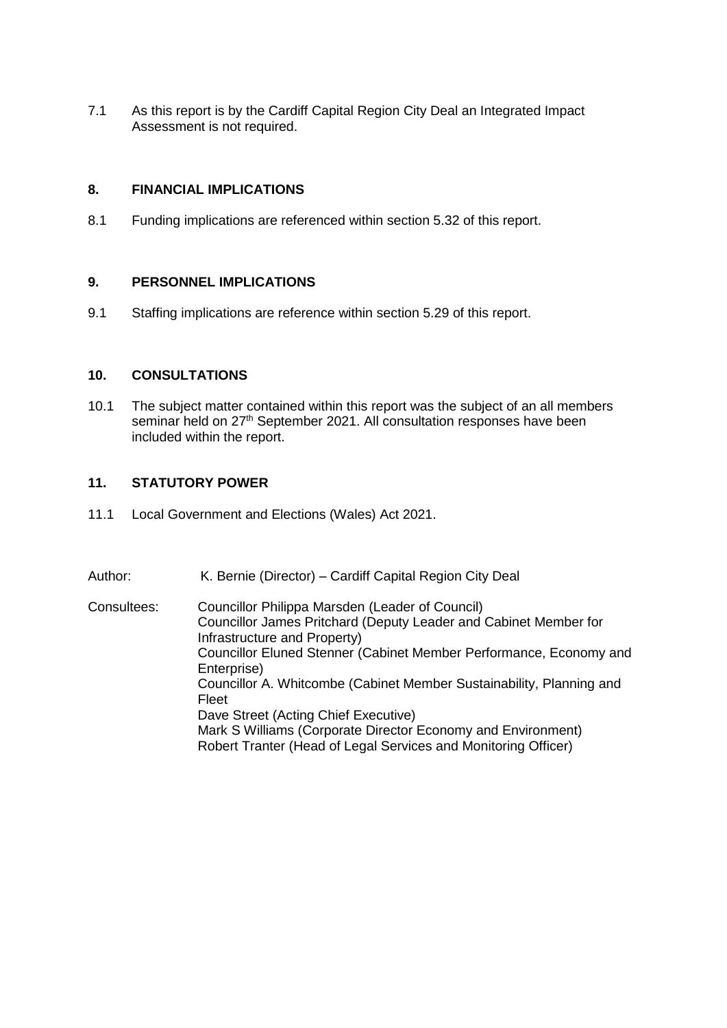7.1 As this report is by the Cardiff Capital Region City Deal an Integrated Impact Assessment is not required.

## 8. FINANCIAL IMPLICATIONS

8.1 Funding implications are referenced within section 5.32 of this report.

## 9. PERSONNEL IMPLICATIONS

9.1 Staffing implications are reference within section 5.29 of this report.

## 10. CONSULTATIONS

10.1 The subject matter contained within this report was the subject of an all members seminar held on 27th September 2021. All consultation responses have been included within the report.

## 11. STATUTORY POWER

11.1 Local Government and Elections (Wales) Act 2021.

Author: K. Bernie (Director) – Cardiff Capital Region City Deal

Consultees: Councillor Philippa Marsden (Leader of Council)
Councillor James Pritchard (Deputy Leader and Cabinet Member for Infrastructure and Property)
Councillor Eluned Stenner (Cabinet Member Performance, Economy and Enterprise)
Councillor A. Whitcombe (Cabinet Member Sustainability, Planning and Fleet
Dave Street (Acting Chief Executive)
Mark S Williams (Corporate Director Economy and Environment)
Robert Tranter (Head of Legal Services and Monitoring Officer)